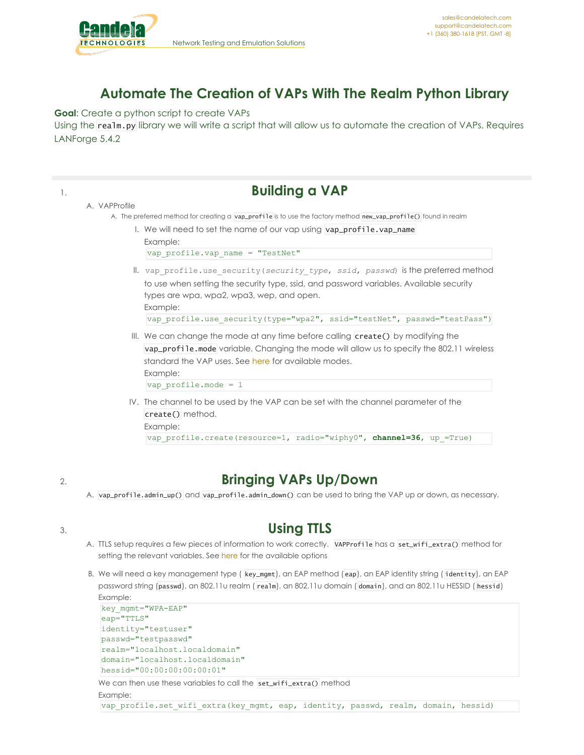# Automate The Creation of VAPs With The Realm Python Library

**Goal**: Create a python script to create VAPs

Using the `realm.py` library we will write a script that will allow us to automate the creation of VAPs. Requires LANForge 5.4.2

## 1. Building a VAP

A. VAPProfile

   A. The preferred method for creating a `vap_profile` is to use the factory method `new_vap_profile()` found in realm

      I. We will need to set the name of our vap using `vap_profile.vap_name`

      Example:

      ```
      vap_profile.vap_name = "TestNet"
      ```

      II. `vap_profile.use_security(security_type, ssid, passwd)` is the preferred method to use when setting the security type, ssid, and password variables. Available security types are wpa, wpa2, wpa3, wep, and open.

      Example:

      ```
      vap_profile.use_security(type="wpa2", ssid="testNet", passwd="testPass")
      ```

      III. We can change the mode at any time before calling `create()` by modifying the `vap_profile.mode` variable. Changing the mode will allow us to specify the 802.11 wireless standard the VAP uses. See here for available modes.

      Example:

      ```
      vap_profile.mode = 1
      ```

      IV. The channel to be used by the VAP can be set with the channel parameter of the `create()` method.

      Example:

      ```
      vap_profile.create(resource=1, radio="wiphy0", channel=36, up_=True)
      ```

## 2. Bringing VAPs Up/Down

A. `vap_profile.admin_up()` and `vap_profile.admin_down()` can be used to bring the VAP up or down, as necessary.

## 3. Using TTLS

A. TTLS setup requires a few pieces of information to work correctly. `VAPProfile` has a `set_wifi_extra()` method for setting the relevant variables. See here for the available options

B. We will need a key management type (`key_mgmt`), an EAP method (`eap`), an EAP identity string (`identity`), an EAP password string (`passwd`), an 802.11u realm (`realm`), an 802.11u domain (`domain`), and an 802.11u HESSID (`hessid`)

Example:

```
key_mgmt="WPA-EAP"
eap="TTLS"
identity="testuser"
passwd="testpasswd"
realm="localhost.localdomain"
domain="localhost.localdomain"
hessid="00:00:00:00:00:01"
```

We can then use these variables to call the `set_wifi_extra()` method

Example:

```
vap_profile.set_wifi_extra(key_mgmt, eap, identity, passwd, realm, domain, hessid)
```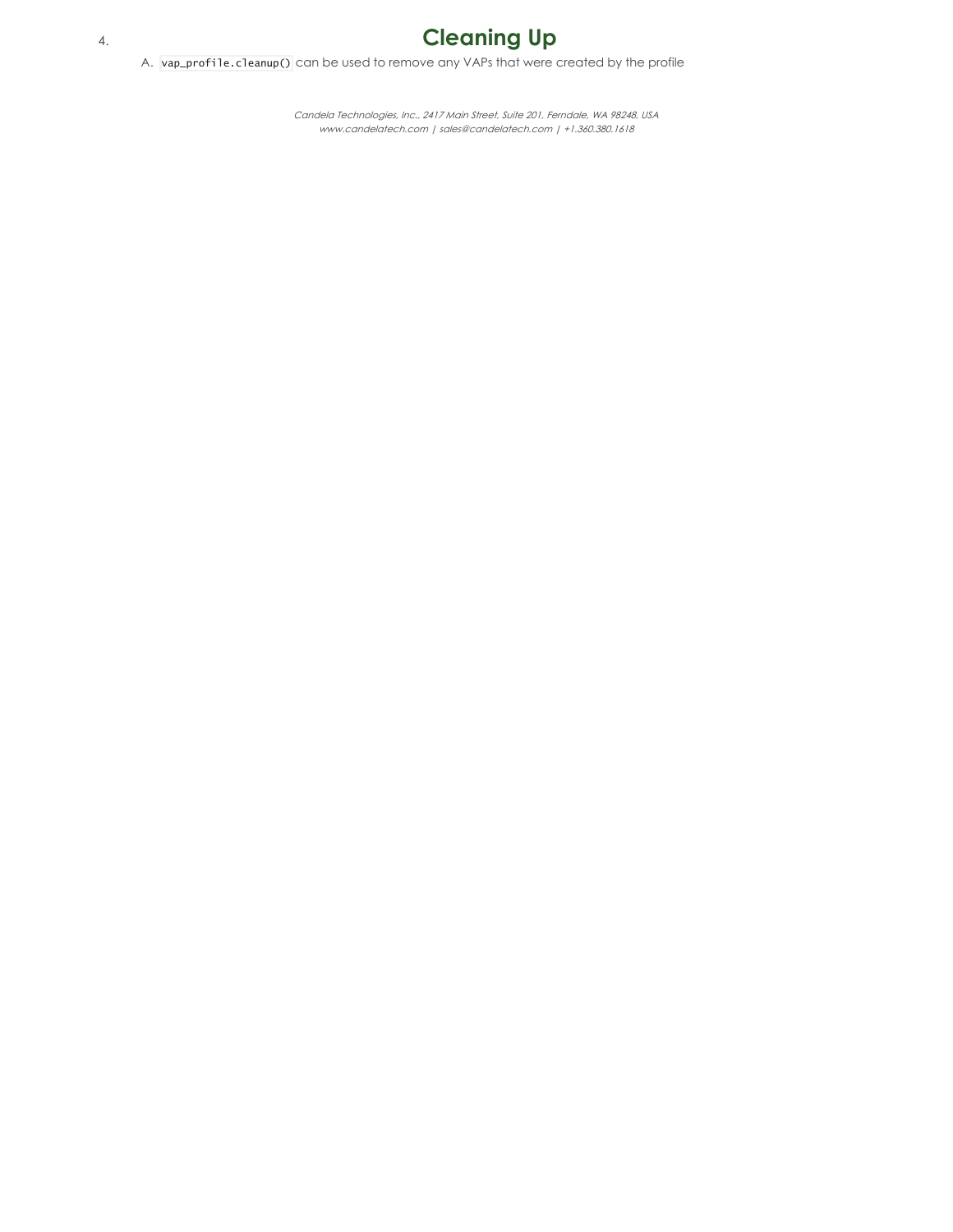4.

## Cleaning Up

A. `vap_profile.cleanup()` can be used to remove any VAPs that were created by the profile